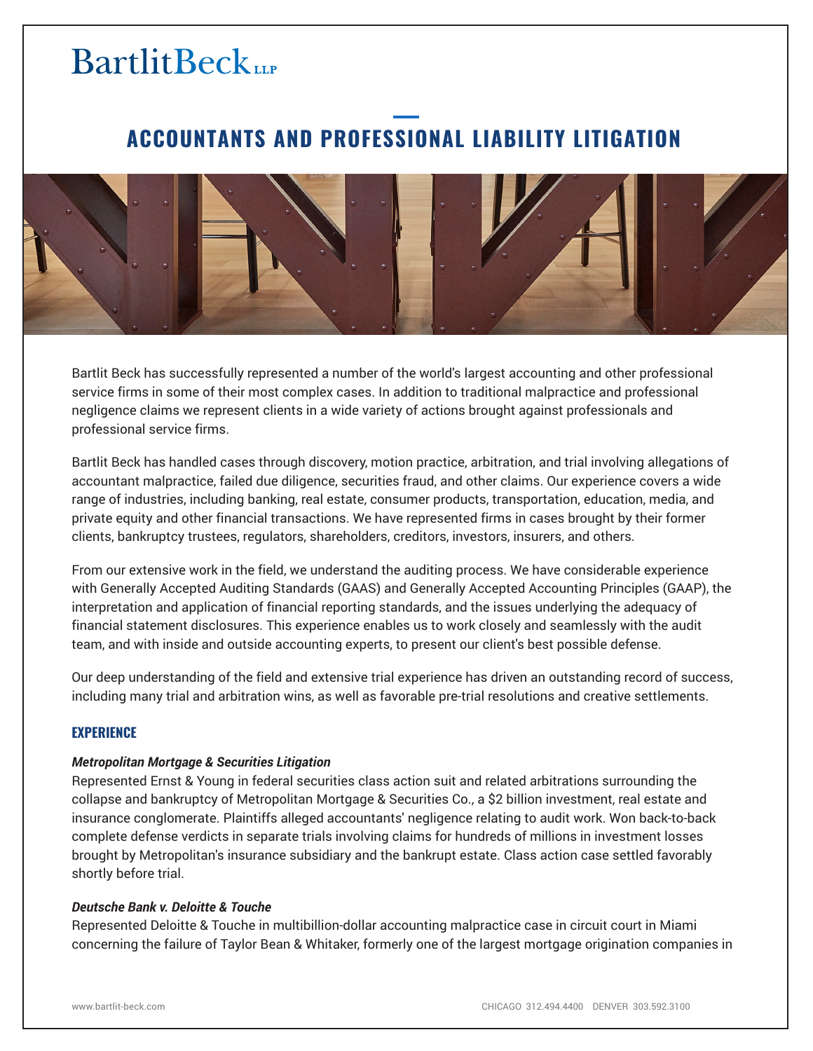# BartlitBeck LLP

## ACCOUNTANTS AND PROFESSIONAL LIABILITY LITIGATION

Bartlit Beck has successfully represented a number of the world's largest accounting and other professional service firms in some of their most complex cases. In addition to traditional malpractice and professional negligence claims we represent clients in a wide variety of actions brought against professionals and professional service firms.

Bartlit Beck has handled cases through discovery, motion practice, arbitration, and trial involving allegations of accountant malpractice, failed due diligence, securities fraud, and other claims. Our experience covers a wide range of industries, including banking, real estate, consumer products, transportation, education, media, and private equity and other financial transactions. We have represented firms in cases brought by their former clients, bankruptcy trustees, regulators, shareholders, creditors, investors, insurers, and others.

From our extensive work in the field, we understand the auditing process. We have considerable experience with Generally Accepted Auditing Standards (GAAS) and Generally Accepted Accounting Principles (GAAP), the interpretation and application of financial reporting standards, and the issues underlying the adequacy of financial statement disclosures. This experience enables us to work closely and seamlessly with the audit team, and with inside and outside accounting experts, to present our client's best possible defense.

Our deep understanding of the field and extensive trial experience has driven an outstanding record of success, including many trial and arbitration wins, as well as favorable pre-trial resolutions and creative settlements.

### EXPERIENCE

***Metropolitan Mortgage & Securities Litigation***

Represented Ernst & Young in federal securities class action suit and related arbitrations surrounding the collapse and bankruptcy of Metropolitan Mortgage & Securities Co., a $2 billion investment, real estate and insurance conglomerate. Plaintiffs alleged accountants' negligence relating to audit work. Won back-to-back complete defense verdicts in separate trials involving claims for hundreds of millions in investment losses brought by Metropolitan's insurance subsidiary and the bankrupt estate. Class action case settled favorably shortly before trial.

***Deutsche Bank v. Deloitte & Touche***

Represented Deloitte & Touche in multibillion-dollar accounting malpractice case in circuit court in Miami concerning the failure of Taylor Bean & Whitaker, formerly one of the largest mortgage origination companies in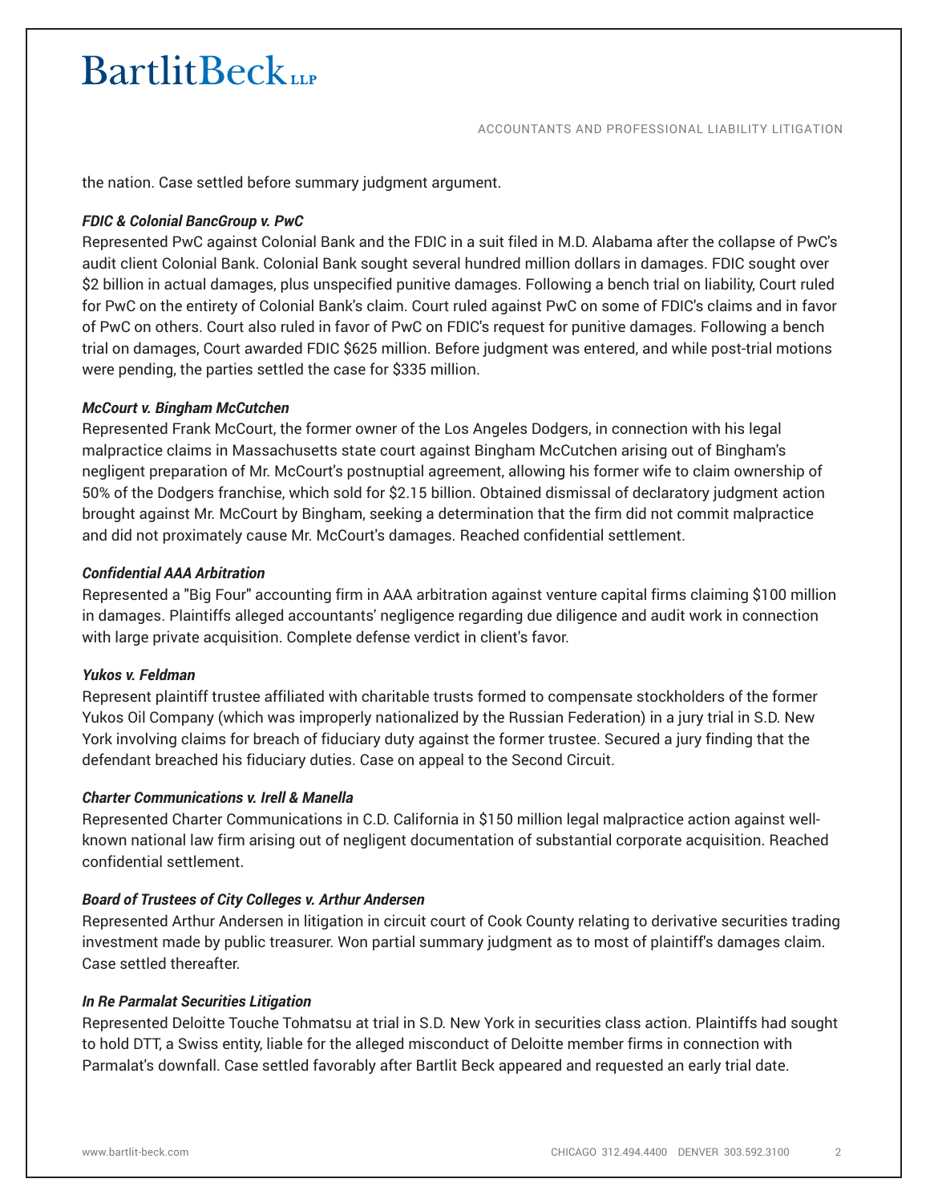the nation. Case settled before summary judgment argument.

***FDIC & Colonial BancGroup v. PwC***

Represented PwC against Colonial Bank and the FDIC in a suit filed in M.D. Alabama after the collapse of PwC's audit client Colonial Bank. Colonial Bank sought several hundred million dollars in damages. FDIC sought over $2 billion in actual damages, plus unspecified punitive damages. Following a bench trial on liability, Court ruled for PwC on the entirety of Colonial Bank's claim. Court ruled against PwC on some of FDIC's claims and in favor of PwC on others. Court also ruled in favor of PwC on FDIC's request for punitive damages. Following a bench trial on damages, Court awarded FDIC $625 million. Before judgment was entered, and while post-trial motions were pending, the parties settled the case for $335 million.

***McCourt v. Bingham McCutchen***

Represented Frank McCourt, the former owner of the Los Angeles Dodgers, in connection with his legal malpractice claims in Massachusetts state court against Bingham McCutchen arising out of Bingham's negligent preparation of Mr. McCourt's postnuptial agreement, allowing his former wife to claim ownership of 50% of the Dodgers franchise, which sold for $2.15 billion. Obtained dismissal of declaratory judgment action brought against Mr. McCourt by Bingham, seeking a determination that the firm did not commit malpractice and did not proximately cause Mr. McCourt's damages. Reached confidential settlement.

***Confidential AAA Arbitration***

Represented a "Big Four" accounting firm in AAA arbitration against venture capital firms claiming $100 million in damages. Plaintiffs alleged accountants' negligence regarding due diligence and audit work in connection with large private acquisition. Complete defense verdict in client's favor.

***Yukos v. Feldman***

Represent plaintiff trustee affiliated with charitable trusts formed to compensate stockholders of the former Yukos Oil Company (which was improperly nationalized by the Russian Federation) in a jury trial in S.D. New York involving claims for breach of fiduciary duty against the former trustee. Secured a jury finding that the defendant breached his fiduciary duties. Case on appeal to the Second Circuit.

***Charter Communications v. Irell & Manella***

Represented Charter Communications in C.D. California in $150 million legal malpractice action against well-known national law firm arising out of negligent documentation of substantial corporate acquisition. Reached confidential settlement.

***Board of Trustees of City Colleges v. Arthur Andersen***

Represented Arthur Andersen in litigation in circuit court of Cook County relating to derivative securities trading investment made by public treasurer. Won partial summary judgment as to most of plaintiff's damages claim. Case settled thereafter.

***In Re Parmalat Securities Litigation***

Represented Deloitte Touche Tohmatsu at trial in S.D. New York in securities class action. Plaintiffs had sought to hold DTT, a Swiss entity, liable for the alleged misconduct of Deloitte member firms in connection with Parmalat's downfall. Case settled favorably after Bartlit Beck appeared and requested an early trial date.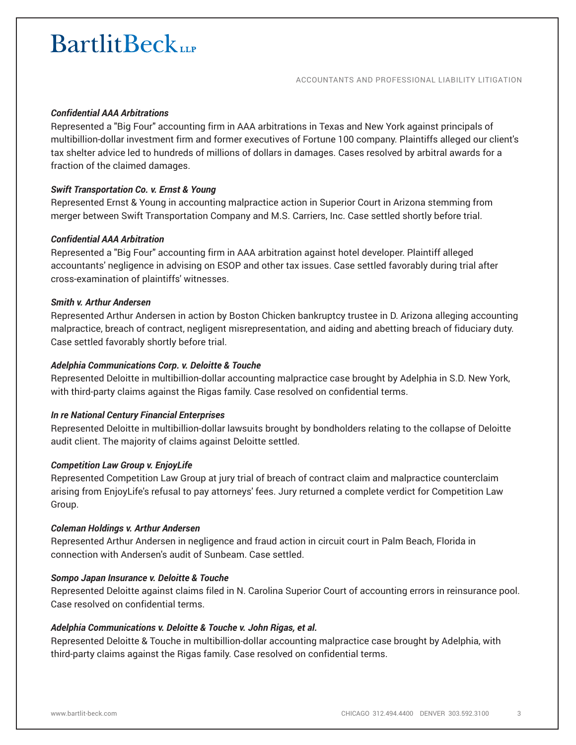### *Confidential AAA Arbitrations*

Represented a "Big Four" accounting firm in AAA arbitrations in Texas and New York against principals of multibillion-dollar investment firm and former executives of Fortune 100 company. Plaintiffs alleged our client's tax shelter advice led to hundreds of millions of dollars in damages. Cases resolved by arbitral awards for a fraction of the claimed damages.

### *Swift Transportation Co. v. Ernst & Young*

Represented Ernst & Young in accounting malpractice action in Superior Court in Arizona stemming from merger between Swift Transportation Company and M.S. Carriers, Inc. Case settled shortly before trial.

### *Confidential AAA Arbitration*

Represented a "Big Four" accounting firm in AAA arbitration against hotel developer. Plaintiff alleged accountants' negligence in advising on ESOP and other tax issues. Case settled favorably during trial after cross-examination of plaintiffs' witnesses.

### *Smith v. Arthur Andersen*

Represented Arthur Andersen in action by Boston Chicken bankruptcy trustee in D. Arizona alleging accounting malpractice, breach of contract, negligent misrepresentation, and aiding and abetting breach of fiduciary duty. Case settled favorably shortly before trial.

### *Adelphia Communications Corp. v. Deloitte & Touche*

Represented Deloitte in multibillion-dollar accounting malpractice case brought by Adelphia in S.D. New York, with third-party claims against the Rigas family. Case resolved on confidential terms.

### *In re National Century Financial Enterprises*

Represented Deloitte in multibillion-dollar lawsuits brought by bondholders relating to the collapse of Deloitte audit client. The majority of claims against Deloitte settled.

### *Competition Law Group v. EnjoyLife*

Represented Competition Law Group at jury trial of breach of contract claim and malpractice counterclaim arising from EnjoyLife's refusal to pay attorneys' fees. Jury returned a complete verdict for Competition Law Group.

### *Coleman Holdings v. Arthur Andersen*

Represented Arthur Andersen in negligence and fraud action in circuit court in Palm Beach, Florida in connection with Andersen's audit of Sunbeam. Case settled.

### *Sompo Japan Insurance v. Deloitte & Touche*

Represented Deloitte against claims filed in N. Carolina Superior Court of accounting errors in reinsurance pool. Case resolved on confidential terms.

### *Adelphia Communications v. Deloitte & Touche v. John Rigas, et al.*

Represented Deloitte & Touche in multibillion-dollar accounting malpractice case brought by Adelphia, with third-party claims against the Rigas family. Case resolved on confidential terms.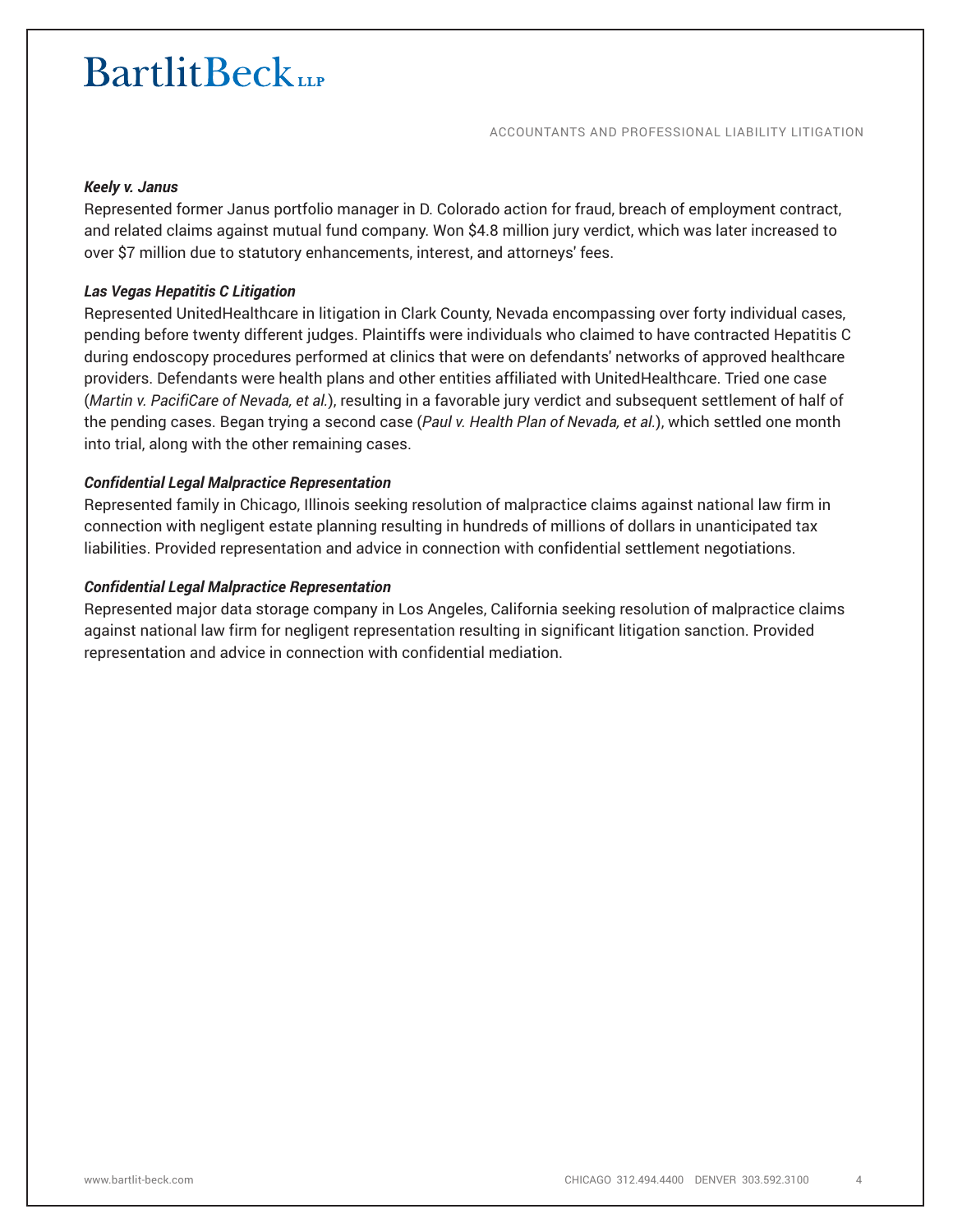***Keely v. Janus***

Represented former Janus portfolio manager in D. Colorado action for fraud, breach of employment contract, and related claims against mutual fund company. Won $4.8 million jury verdict, which was later increased to over $7 million due to statutory enhancements, interest, and attorneys' fees.

***Las Vegas Hepatitis C Litigation***

Represented UnitedHealthcare in litigation in Clark County, Nevada encompassing over forty individual cases, pending before twenty different judges. Plaintiffs were individuals who claimed to have contracted Hepatitis C during endoscopy procedures performed at clinics that were on defendants' networks of approved healthcare providers. Defendants were health plans and other entities affiliated with UnitedHealthcare. Tried one case (*Martin v. PacifiCare of Nevada, et al.*), resulting in a favorable jury verdict and subsequent settlement of half of the pending cases. Began trying a second case (*Paul v. Health Plan of Nevada, et al.*), which settled one month into trial, along with the other remaining cases.

***Confidential Legal Malpractice Representation***

Represented family in Chicago, Illinois seeking resolution of malpractice claims against national law firm in connection with negligent estate planning resulting in hundreds of millions of dollars in unanticipated tax liabilities. Provided representation and advice in connection with confidential settlement negotiations.

***Confidential Legal Malpractice Representation***

Represented major data storage company in Los Angeles, California seeking resolution of malpractice claims against national law firm for negligent representation resulting in significant litigation sanction. Provided representation and advice in connection with confidential mediation.